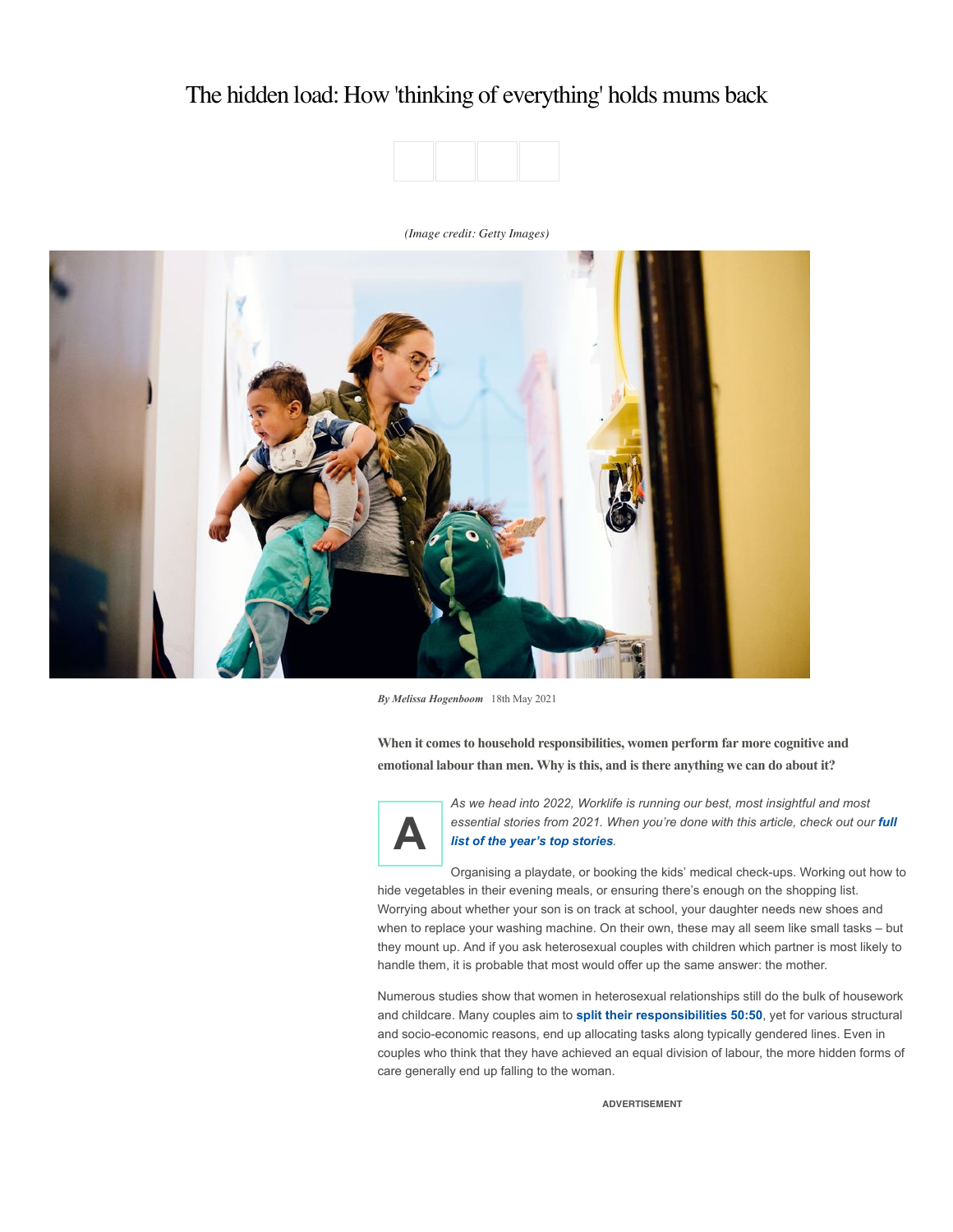# The hidden load: How 'thinking of everything' holds mums back

*(Image credit: Getty Images)*

***By Melissa Hogenboom*** 18th May 2021

**When it comes to household responsibilities, women perform far more cognitive and emotional labour than men. Why is this, and is there anything we can do about it?**

*As we head into 2022, Worklife is running our best, most insightful and most essential stories from 2021. When you're done with this article, check out our* ***full list of the year's top stories****.*

Organising a playdate, or booking the kids' medical check-ups. Working out how to hide vegetables in their evening meals, or ensuring there's enough on the shopping list. Worrying about whether your son is on track at school, your daughter needs new shoes and when to replace your washing machine. On their own, these may all seem like small tasks – but they mount up. And if you ask heterosexual couples with children which partner is most likely to handle them, it is probable that most would offer up the same answer: the mother.

Numerous studies show that women in heterosexual relationships still do the bulk of housework and childcare. Many couples aim to **split their responsibilities 50:50**, yet for various structural and socio-economic reasons, end up allocating tasks along typically gendered lines. Even in couples who think that they have achieved an equal division of labour, the more hidden forms of care generally end up falling to the woman.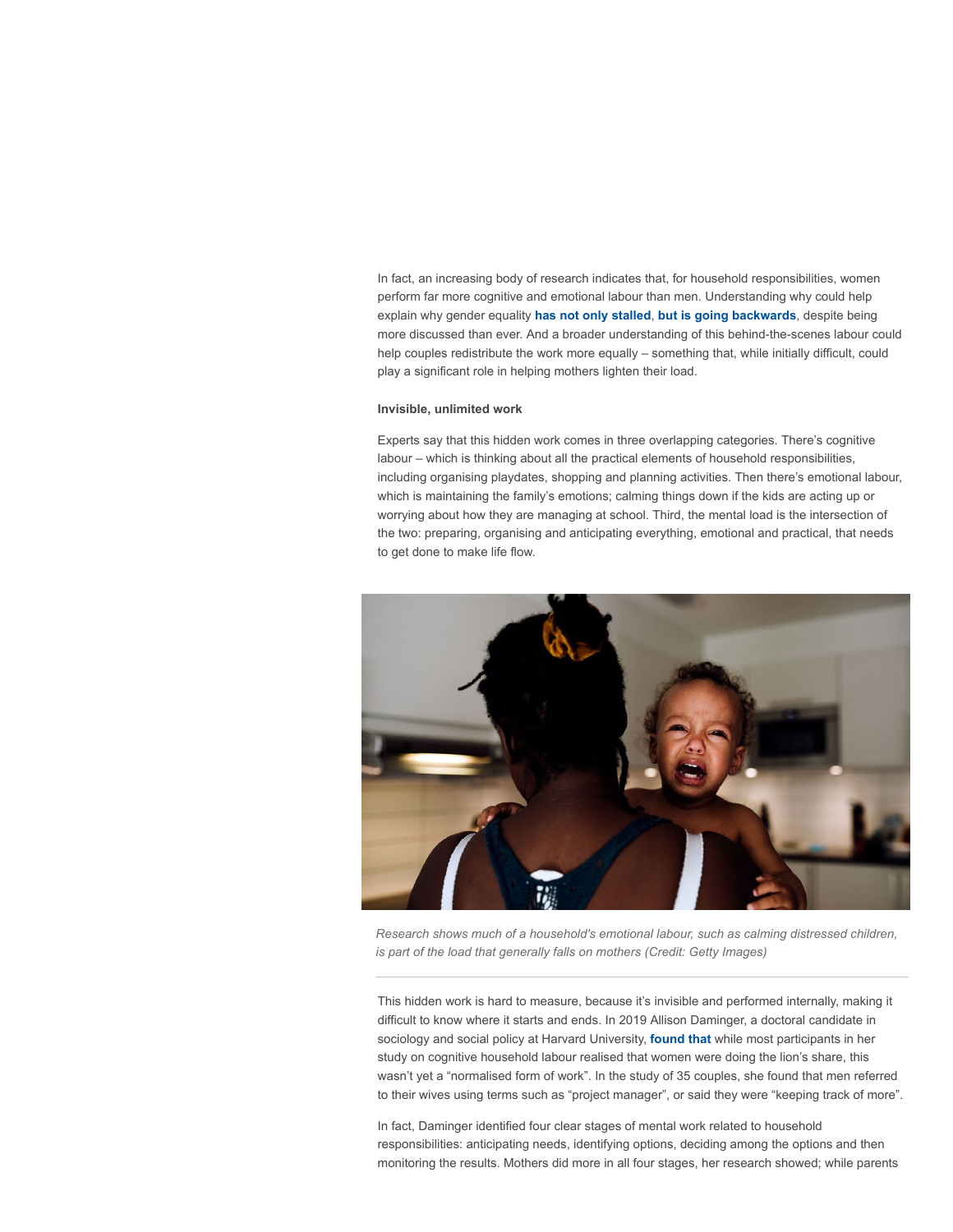In fact, an increasing body of research indicates that, for household responsibilities, women perform far more cognitive and emotional labour than men. Understanding why could help explain why gender equality **has not only stalled**, **but is going backwards**, despite being more discussed than ever. And a broader understanding of this behind-the-scenes labour could help couples redistribute the work more equally – something that, while initially difficult, could play a significant role in helping mothers lighten their load.

#### Invisible, unlimited work

Experts say that this hidden work comes in three overlapping categories. There's cognitive labour – which is thinking about all the practical elements of household responsibilities, including organising playdates, shopping and planning activities. Then there's emotional labour, which is maintaining the family's emotions; calming things down if the kids are acting up or worrying about how they are managing at school. Third, the mental load is the intersection of the two: preparing, organising and anticipating everything, emotional and practical, that needs to get done to make life flow.

*Research shows much of a household's emotional labour, such as calming distressed children, is part of the load that generally falls on mothers (Credit: Getty Images)*

---

This hidden work is hard to measure, because it's invisible and performed internally, making it difficult to know where it starts and ends. In 2019 Allison Daminger, a doctoral candidate in sociology and social policy at Harvard University, **found that** while most participants in her study on cognitive household labour realised that women were doing the lion's share, this wasn't yet a "normalised form of work". In the study of 35 couples, she found that men referred to their wives using terms such as "project manager", or said they were "keeping track of more".

In fact, Daminger identified four clear stages of mental work related to household responsibilities: anticipating needs, identifying options, deciding among the options and then monitoring the results. Mothers did more in all four stages, her research showed; while parents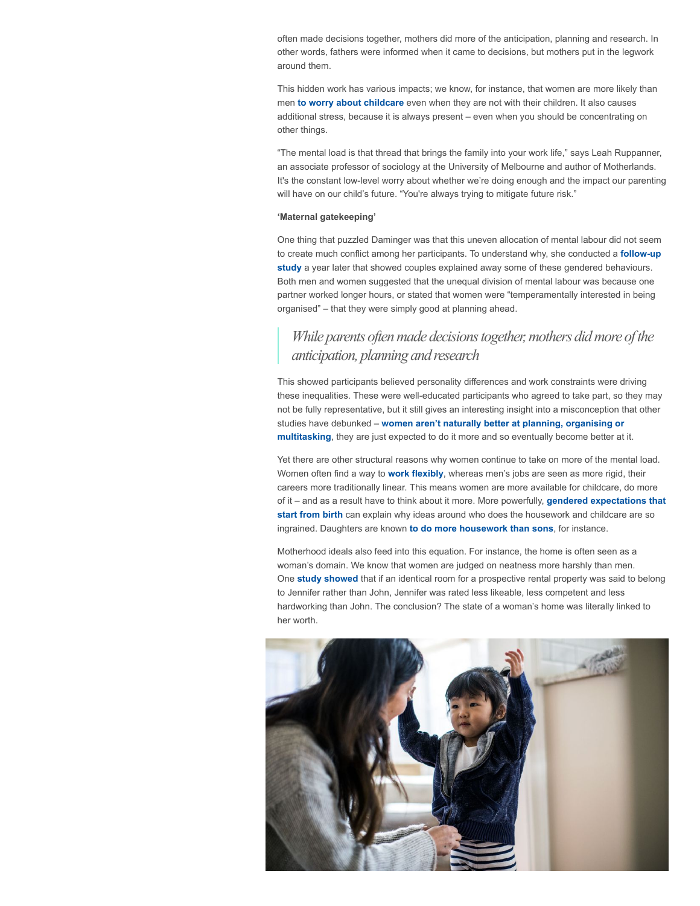often made decisions together, mothers did more of the anticipation, planning and research. In other words, fathers were informed when it came to decisions, but mothers put in the legwork around them.

This hidden work has various impacts; we know, for instance, that women are more likely than men **to worry about childcare** even when they are not with their children. It also causes additional stress, because it is always present – even when you should be concentrating on other things.

"The mental load is that thread that brings the family into your work life," says Leah Ruppanner, an associate professor of sociology at the University of Melbourne and author of Motherlands. It's the constant low-level worry about whether we're doing enough and the impact our parenting will have on our child's future. "You're always trying to mitigate future risk."

**'Maternal gatekeeping'**

One thing that puzzled Daminger was that this uneven allocation of mental labour did not seem to create much conflict among her participants. To understand why, she conducted a **follow-up study** a year later that showed couples explained away some of these gendered behaviours. Both men and women suggested that the unequal division of mental labour was because one partner worked longer hours, or stated that women were "temperamentally interested in being organised" – that they were simply good at planning ahead.

> *While parents often made decisions together, mothers did more of the anticipation, planning and research*

This showed participants believed personality differences and work constraints were driving these inequalities. These were well-educated participants who agreed to take part, so they may not be fully representative, but it still gives an interesting insight into a misconception that other studies have debunked – **women aren't naturally better at planning**, **organising or multitasking**, they are just expected to do it more and so eventually become better at it.

Yet there are other structural reasons why women continue to take on more of the mental load. Women often find a way to **work flexibly**, whereas men's jobs are seen as more rigid, their careers more traditionally linear. This means women are more available for childcare, do more of it – and as a result have to think about it more. More powerfully, **gendered expectations that start from birth** can explain why ideas around who does the housework and childcare are so ingrained. Daughters are known **to do more housework than sons**, for instance.

Motherhood ideals also feed into this equation. For instance, the home is often seen as a woman's domain. We know that women are judged on neatness more harshly than men. One **study showed** that if an identical room for a prospective rental property was said to belong to Jennifer rather than John, Jennifer was rated less likeable, less competent and less hardworking than John. The conclusion? The state of a woman's home was literally linked to her worth.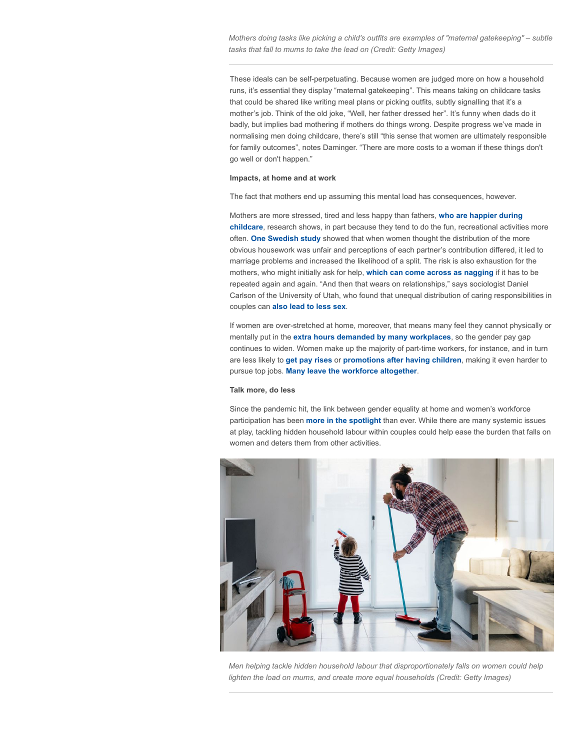*Mothers doing tasks like picking a child's outfits are examples of "maternal gatekeeping" – subtle tasks that fall to mums to take the lead on (Credit: Getty Images)*

These ideals can be self-perpetuating. Because women are judged more on how a household runs, it's essential they display "maternal gatekeeping". This means taking on childcare tasks that could be shared like writing meal plans or picking outfits, subtly signalling that it's a mother's job. Think of the old joke, "Well, her father dressed her". It's funny when dads do it badly, but implies bad mothering if mothers do things wrong. Despite progress we've made in normalising men doing childcare, there's still "this sense that women are ultimately responsible for family outcomes", notes Daminger. "There are more costs to a woman if these things don't go well or don't happen."

**Impacts, at home and at work**

The fact that mothers end up assuming this mental load has consequences, however.

Mothers are more stressed, tired and less happy than fathers, **who are happier during childcare**, research shows, in part because they tend to do the fun, recreational activities more often. **One Swedish study** showed that when women thought the distribution of the more obvious housework was unfair and perceptions of each partner's contribution differed, it led to marriage problems and increased the likelihood of a split. The risk is also exhaustion for the mothers, who might initially ask for help, **which can come across as nagging** if it has to be repeated again and again. "And then that wears on relationships," says sociologist Daniel Carlson of the University of Utah, who found that unequal distribution of caring responsibilities in couples can **also lead to less sex**.

If women are over-stretched at home, moreover, that means many feel they cannot physically or mentally put in the **extra hours demanded by many workplaces**, so the gender pay gap continues to widen. Women make up the majority of part-time workers, for instance, and in turn are less likely to **get pay rises** or **promotions after having children**, making it even harder to pursue top jobs. **Many leave the workforce altogether**.

**Talk more, do less**

Since the pandemic hit, the link between gender equality at home and women's workforce participation has been **more in the spotlight** than ever. While there are many systemic issues at play, tackling hidden household labour within couples could help ease the burden that falls on women and deters them from other activities.

*Men helping tackle hidden household labour that disproportionately falls on women could help lighten the load on mums, and create more equal households (Credit: Getty Images)*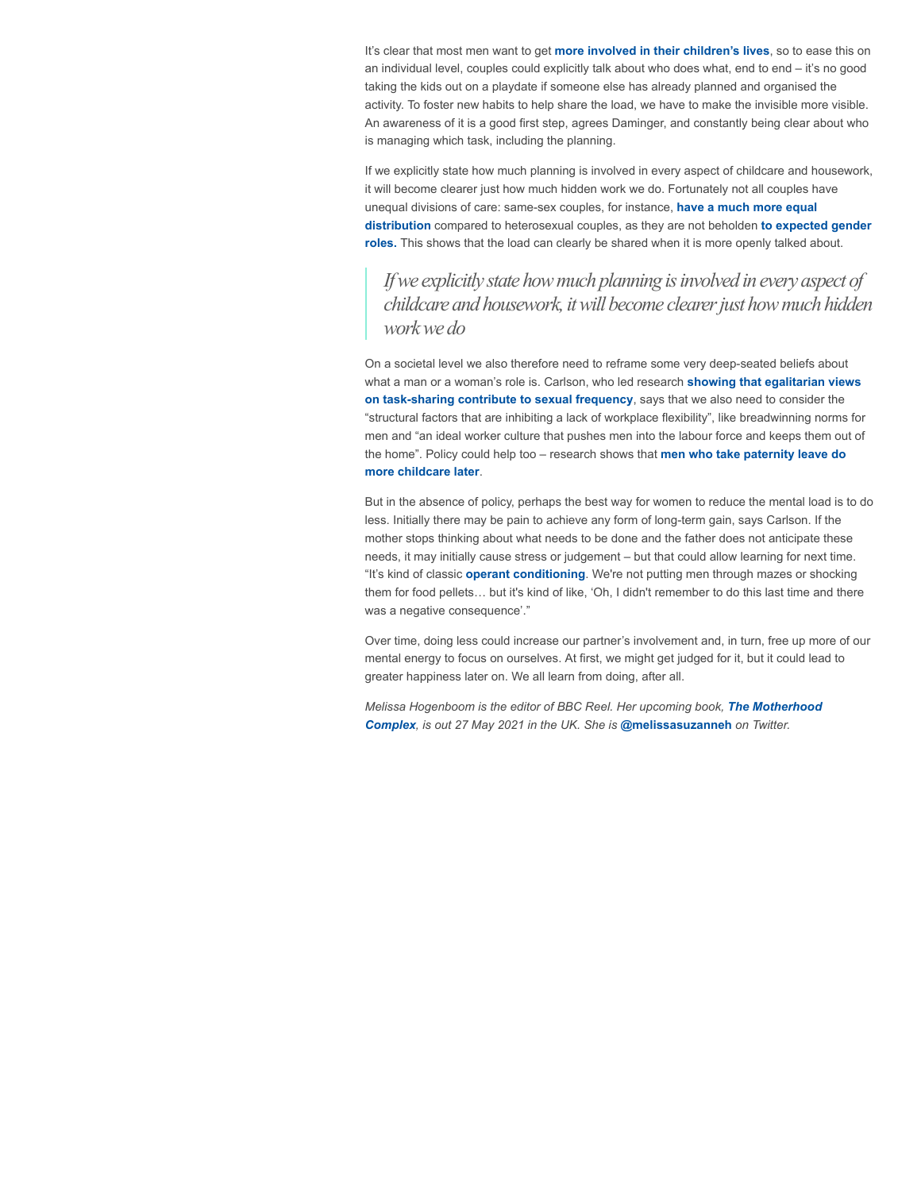It's clear that most men want to get **more involved in their children's lives**, so to ease this on an individual level, couples could explicitly talk about who does what, end to end – it's no good taking the kids out on a playdate if someone else has already planned and organised the activity. To foster new habits to help share the load, we have to make the invisible more visible. An awareness of it is a good first step, agrees Daminger, and constantly being clear about who is managing which task, including the planning.

If we explicitly state how much planning is involved in every aspect of childcare and housework, it will become clearer just how much hidden work we do. Fortunately not all couples have unequal divisions of care: same-sex couples, for instance, **have a much more equal distribution** compared to heterosexual couples, as they are not beholden **to expected gender roles.** This shows that the load can clearly be shared when it is more openly talked about.

> *If we explicitly state how much planning is involved in every aspect of childcare and housework, it will become clearer just how much hidden work we do*

On a societal level we also therefore need to reframe some very deep-seated beliefs about what a man or a woman's role is. Carlson, who led research **showing that egalitarian views on task-sharing contribute to sexual frequency**, says that we also need to consider the "structural factors that are inhibiting a lack of workplace flexibility", like breadwinning norms for men and "an ideal worker culture that pushes men into the labour force and keeps them out of the home". Policy could help too – research shows that **men who take paternity leave do more childcare later**.

But in the absence of policy, perhaps the best way for women to reduce the mental load is to do less. Initially there may be pain to achieve any form of long-term gain, says Carlson. If the mother stops thinking about what needs to be done and the father does not anticipate these needs, it may initially cause stress or judgement – but that could allow learning for next time. "It's kind of classic **operant conditioning**. We're not putting men through mazes or shocking them for food pellets… but it's kind of like, 'Oh, I didn't remember to do this last time and there was a negative consequence'."

Over time, doing less could increase our partner's involvement and, in turn, free up more of our mental energy to focus on ourselves. At first, we might get judged for it, but it could lead to greater happiness later on. We all learn from doing, after all.

*Melissa Hogenboom is the editor of BBC Reel. Her upcoming book, **The Motherhood Complex**, is out 27 May 2021 in the UK. She is* **@melissasuzanneh** *on Twitter.*